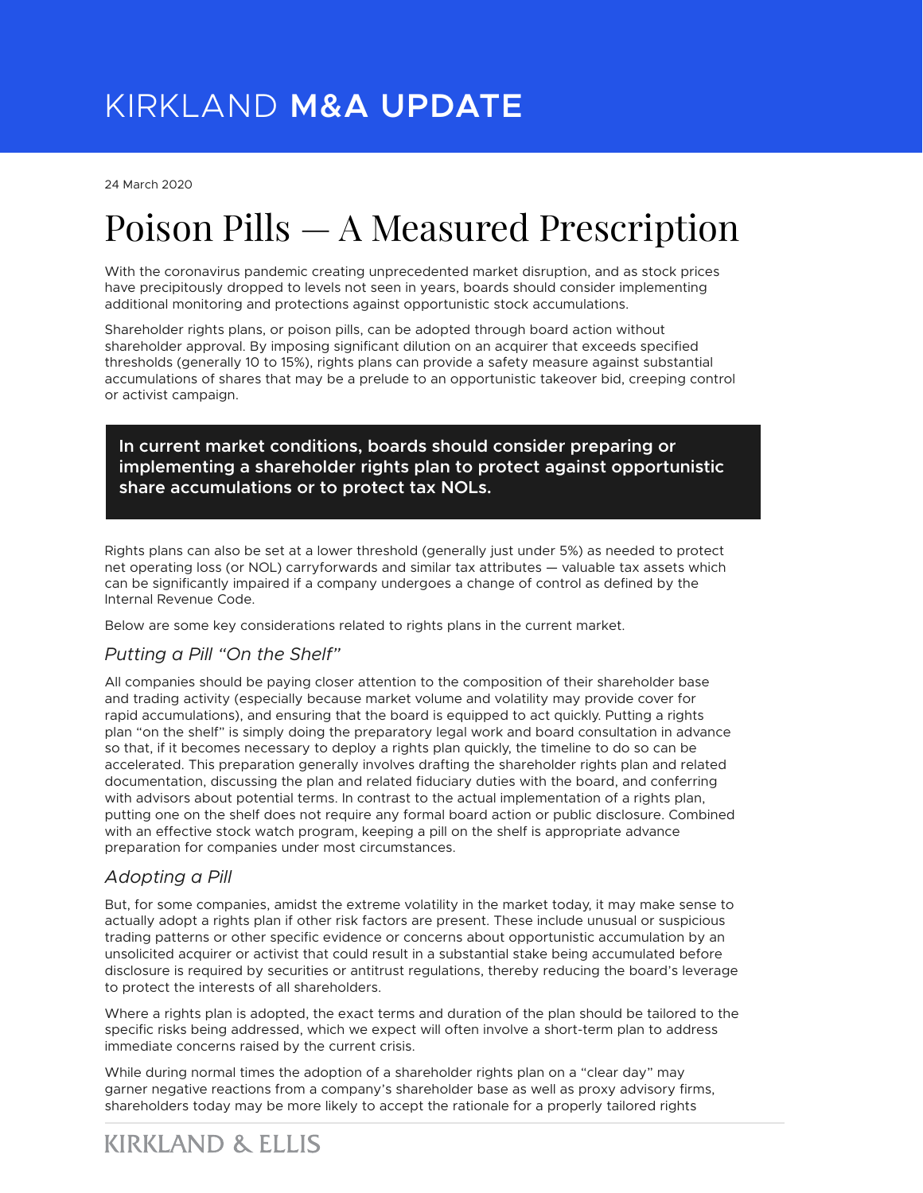# KIRKLAND **M&A UPDATE**

24 March 2020

# Poison Pills — A Measured Prescription

With the coronavirus pandemic creating unprecedented market disruption, and as stock prices have precipitously dropped to levels not seen in years, boards should consider implementing additional monitoring and protections against opportunistic stock accumulations.

Shareholder rights plans, or poison pills, can be adopted through board action without shareholder approval. By imposing significant dilution on an acquirer that exceeds specified thresholds (generally 10 to 15%), rights plans can provide a safety measure against substantial accumulations of shares that may be a prelude to an opportunistic takeover bid, creeping control or activist campaign.

> **In current market conditions, boards should consider preparing or implementing a shareholder rights plan to protect against opportunistic share accumulations or to protect tax NOLs.**

Rights plans can also be set at a lower threshold (generally just under 5%) as needed to protect net operating loss (or NOL) carryforwards and similar tax attributes — valuable tax assets which can be significantly impaired if a company undergoes a change of control as defined by the Internal Revenue Code.

Below are some key considerations related to rights plans in the current market.

### *Putting a Pill "On the Shelf"*

All companies should be paying closer attention to the composition of their shareholder base and trading activity (especially because market volume and volatility may provide cover for rapid accumulations), and ensuring that the board is equipped to act quickly. Putting a rights plan "on the shelf" is simply doing the preparatory legal work and board consultation in advance so that, if it becomes necessary to deploy a rights plan quickly, the timeline to do so can be accelerated. This preparation generally involves drafting the shareholder rights plan and related documentation, discussing the plan and related fiduciary duties with the board, and conferring with advisors about potential terms. In contrast to the actual implementation of a rights plan, putting one on the shelf does not require any formal board action or public disclosure. Combined with an effective stock watch program, keeping a pill on the shelf is appropriate advance preparation for companies under most circumstances.

### *Adopting a Pill*

But, for some companies, amidst the extreme volatility in the market today, it may make sense to actually adopt a rights plan if other risk factors are present. These include unusual or suspicious trading patterns or other specific evidence or concerns about opportunistic accumulation by an unsolicited acquirer or activist that could result in a substantial stake being accumulated before disclosure is required by securities or antitrust regulations, thereby reducing the board's leverage to protect the interests of all shareholders.

Where a rights plan is adopted, the exact terms and duration of the plan should be tailored to the specific risks being addressed, which we expect will often involve a short-term plan to address immediate concerns raised by the current crisis.

While during normal times the adoption of a shareholder rights plan on a "clear day" may garner negative reactions from a company's shareholder base as well as proxy advisory firms, shareholders today may be more likely to accept the rationale for a properly tailored rights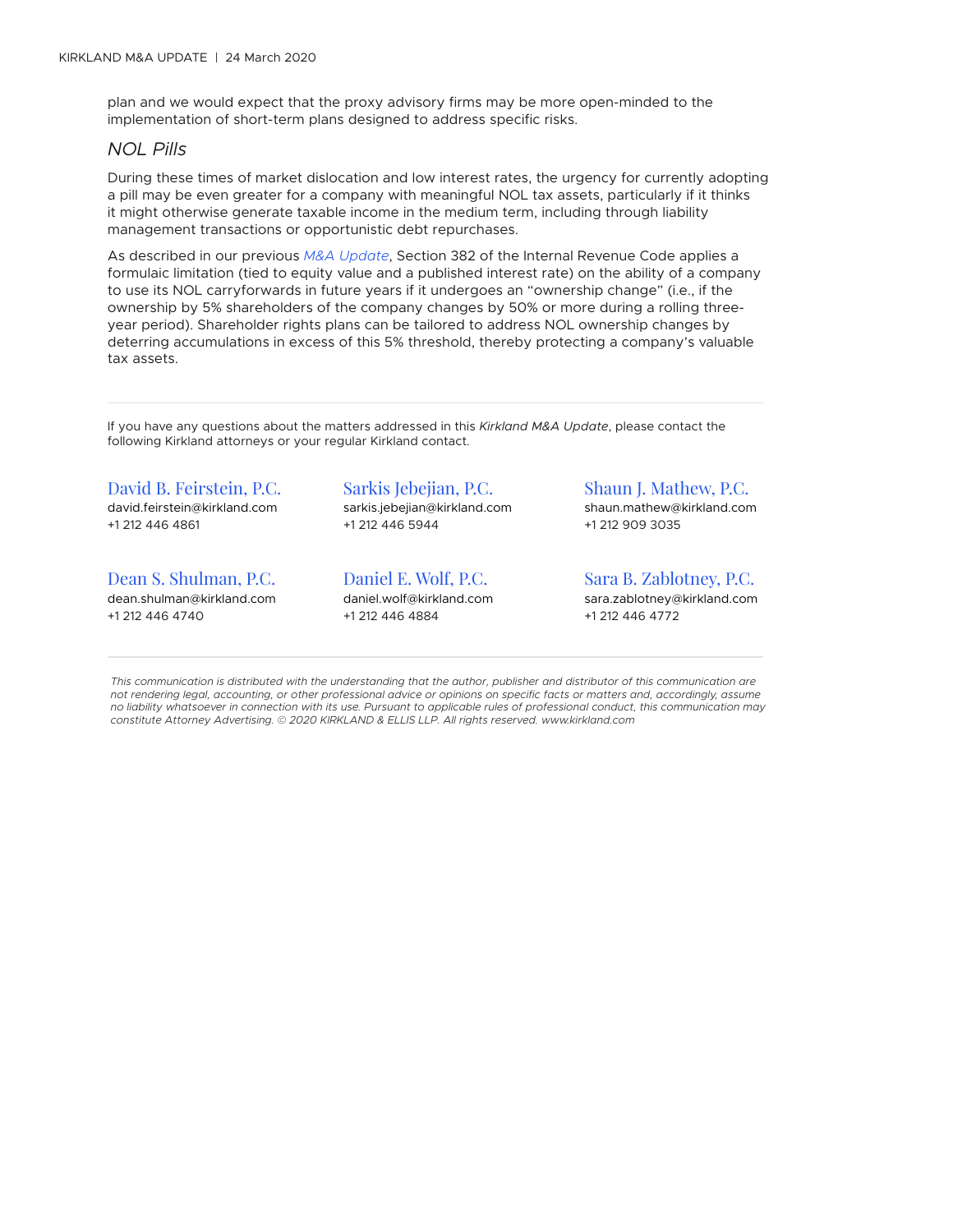plan and we would expect that the proxy advisory firms may be more open-minded to the implementation of short-term plans designed to address specific risks.

### *NOL Pills*

During these times of market dislocation and low interest rates, the urgency for currently adopting a pill may be even greater for a company with meaningful NOL tax assets, particularly if it thinks it might otherwise generate taxable income in the medium term, including through liability management transactions or opportunistic debt repurchases.

As described in our previous *M&A Update*, Section 382 of the Internal Revenue Code applies a formulaic limitation (tied to equity value and a published interest rate) on the ability of a company to use its NOL carryforwards in future years if it undergoes an "ownership change" (i.e., if the ownership by 5% shareholders of the company changes by 50% or more during a rolling three-year period). Shareholder rights plans can be tailored to address NOL ownership changes by deterring accumulations in excess of this 5% threshold, thereby protecting a company's valuable tax assets.

---

If you have any questions about the matters addressed in this *Kirkland M&A Update*, please contact the following Kirkland attorneys or your regular Kirkland contact.

**David B. Feirstein, P.C.**
david.feirstein@kirkland.com
+1 212 446 4861

**Sarkis Jebejian, P.C.**
sarkis.jebejian@kirkland.com
+1 212 446 5944

**Shaun J. Mathew, P.C.**
shaun.mathew@kirkland.com
+1 212 909 3035

**Dean S. Shulman, P.C.**
dean.shulman@kirkland.com
+1 212 446 4740

**Daniel E. Wolf, P.C.**
daniel.wolf@kirkland.com
+1 212 446 4884

**Sara B. Zablotney, P.C.**
sara.zablotney@kirkland.com
+1 212 446 4772

---

*This communication is distributed with the understanding that the author, publisher and distributor of this communication are not rendering legal, accounting, or other professional advice or opinions on specific facts or matters and, accordingly, assume no liability whatsoever in connection with its use. Pursuant to applicable rules of professional conduct, this communication may constitute Attorney Advertising. © 2020 KIRKLAND & ELLIS LLP. All rights reserved. www.kirkland.com*